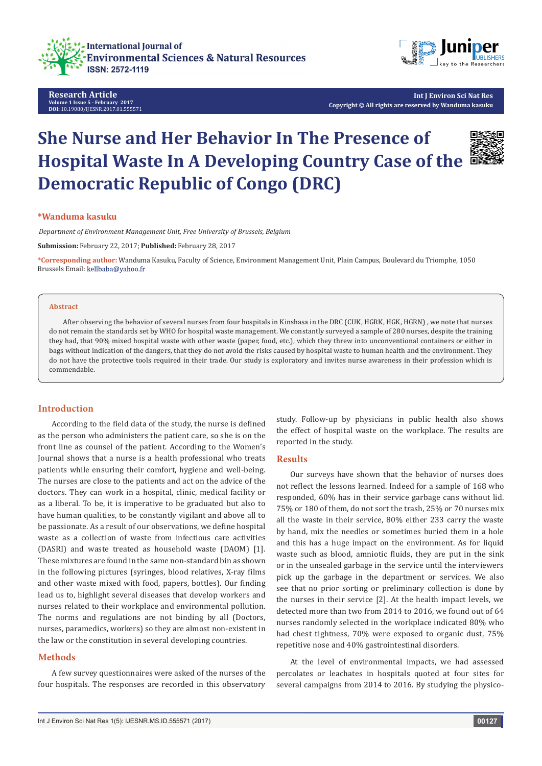Research Article
Volume 1 Issue 5 - February 2017
DOI: 10.19080/IJESNR.2017.01.555571

Int J Environ Sci Nat Res
Copyright © All rights are reserved by Wanduma kasuku

# She Nurse and Her Behavior In The Presence of Hospital Waste In A Developing Country Case of the Democratic Republic of Congo (DRC)

**\*Wanduma kasuku**

*Department of Environment Management Unit, Free University of Brussels, Belgium*

**Submission:** February 22, 2017; **Published:** February 28, 2017

**\*Corresponding author:** Wanduma Kasuku, Faculty of Science, Environment Management Unit, Plain Campus, Boulevard du Triomphe, 1050 Brussels Email: kellbaba@yahoo.fr

**Abstract**

After observing the behavior of several nurses from four hospitals in Kinshasa in the DRC (CUK, HGRK, HGK, HGRN) , we note that nurses do not remain the standards set by WHO for hospital waste management. We constantly surveyed a sample of 280 nurses, despite the training they had, that 90% mixed hospital waste with other waste (paper, food, etc.), which they threw into unconventional containers or either in bags without indication of the dangers, that they do not avoid the risks caused by hospital waste to human health and the environment. They do not have the protective tools required in their trade. Our study is exploratory and invites nurse awareness in their profession which is commendable.

## Introduction

According to the field data of the study, the nurse is defined as the person who administers the patient care, so she is on the front line as counsel of the patient. According to the Women's Journal shows that a nurse is a health professional who treats patients while ensuring their comfort, hygiene and well-being. The nurses are close to the patients and act on the advice of the doctors. They can work in a hospital, clinic, medical facility or as a liberal. To be, it is imperative to be graduated but also to have human qualities, to be constantly vigilant and above all to be passionate. As a result of our observations, we define hospital waste as a collection of waste from infectious care activities (DASRI) and waste treated as household waste (DAOM) [1]. These mixtures are found in the same non-standard bin as shown in the following pictures (syringes, blood relatives, X-ray films and other waste mixed with food, papers, bottles). Our finding lead us to, highlight several diseases that develop workers and nurses related to their workplace and environmental pollution. The norms and regulations are not binding by all (Doctors, nurses, paramedics, workers) so they are almost non-existent in the law or the constitution in several developing countries.

## Methods

A few survey questionnaires were asked of the nurses of the four hospitals. The responses are recorded in this observatory study. Follow-up by physicians in public health also shows the effect of hospital waste on the workplace. The results are reported in the study.

## Results

Our surveys have shown that the behavior of nurses does not reflect the lessons learned. Indeed for a sample of 168 who responded, 60% has in their service garbage cans without lid. 75% or 180 of them, do not sort the trash, 25% or 70 nurses mix all the waste in their service, 80% either 233 carry the waste by hand, mix the needles or sometimes buried them in a hole and this has a huge impact on the environment. As for liquid waste such as blood, amniotic fluids, they are put in the sink or in the unsealed garbage in the service until the interviewers pick up the garbage in the department or services. We also see that no prior sorting or preliminary collection is done by the nurses in their service [2]. At the health impact levels, we detected more than two from 2014 to 2016, we found out of 64 nurses randomly selected in the workplace indicated 80% who had chest tightness, 70% were exposed to organic dust, 75% repetitive nose and 40% gastrointestinal disorders.

At the level of environmental impacts, we had assessed percolates or leachates in hospitals quoted at four sites for several campaigns from 2014 to 2016. By studying the physico-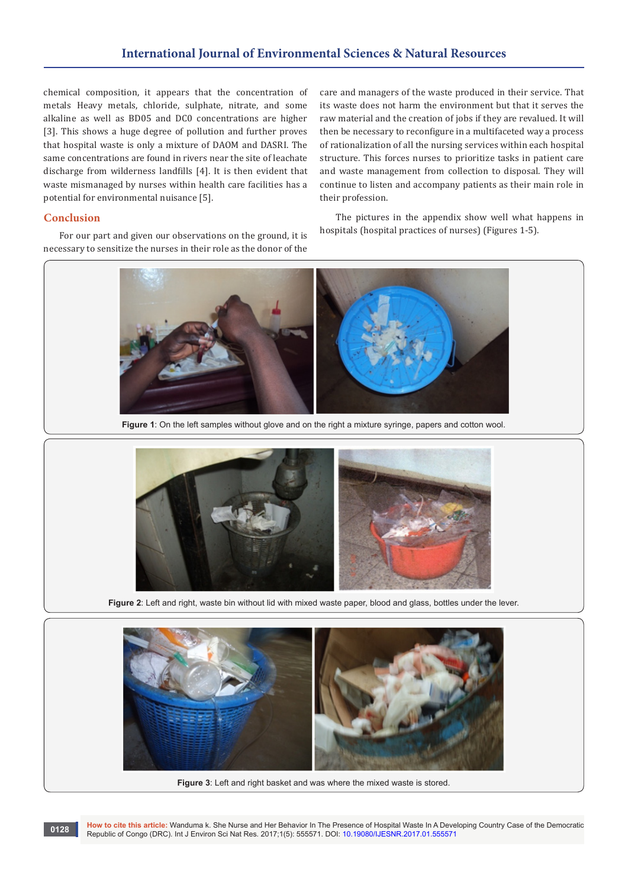chemical composition, it appears that the concentration of metals Heavy metals, chloride, sulphate, nitrate, and some alkaline as well as BD05 and DC0 concentrations are higher [3]. This shows a huge degree of pollution and further proves that hospital waste is only a mixture of DAOM and DASRI. The same concentrations are found in rivers near the site of leachate discharge from wilderness landfills [4]. It is then evident that waste mismanaged by nurses within health care facilities has a potential for environmental nuisance [5].

## Conclusion

For our part and given our observations on the ground, it is necessary to sensitize the nurses in their role as the donor of the care and managers of the waste produced in their service. That its waste does not harm the environment but that it serves the raw material and the creation of jobs if they are revalued. It will then be necessary to reconfigure in a multifaceted way a process of rationalization of all the nursing services within each hospital structure. This forces nurses to prioritize tasks in patient care and waste management from collection to disposal. They will continue to listen and accompany patients as their main role in their profession.

The pictures in the appendix show well what happens in hospitals (hospital practices of nurses) (Figures 1-5).

**Figure 1**: On the left samples without glove and on the right a mixture syringe, papers and cotton wool.

**Figure 2**: Left and right, waste bin without lid with mixed waste paper, blood and glass, bottles under the lever.

**Figure 3**: Left and right basket and was where the mixed waste is stored.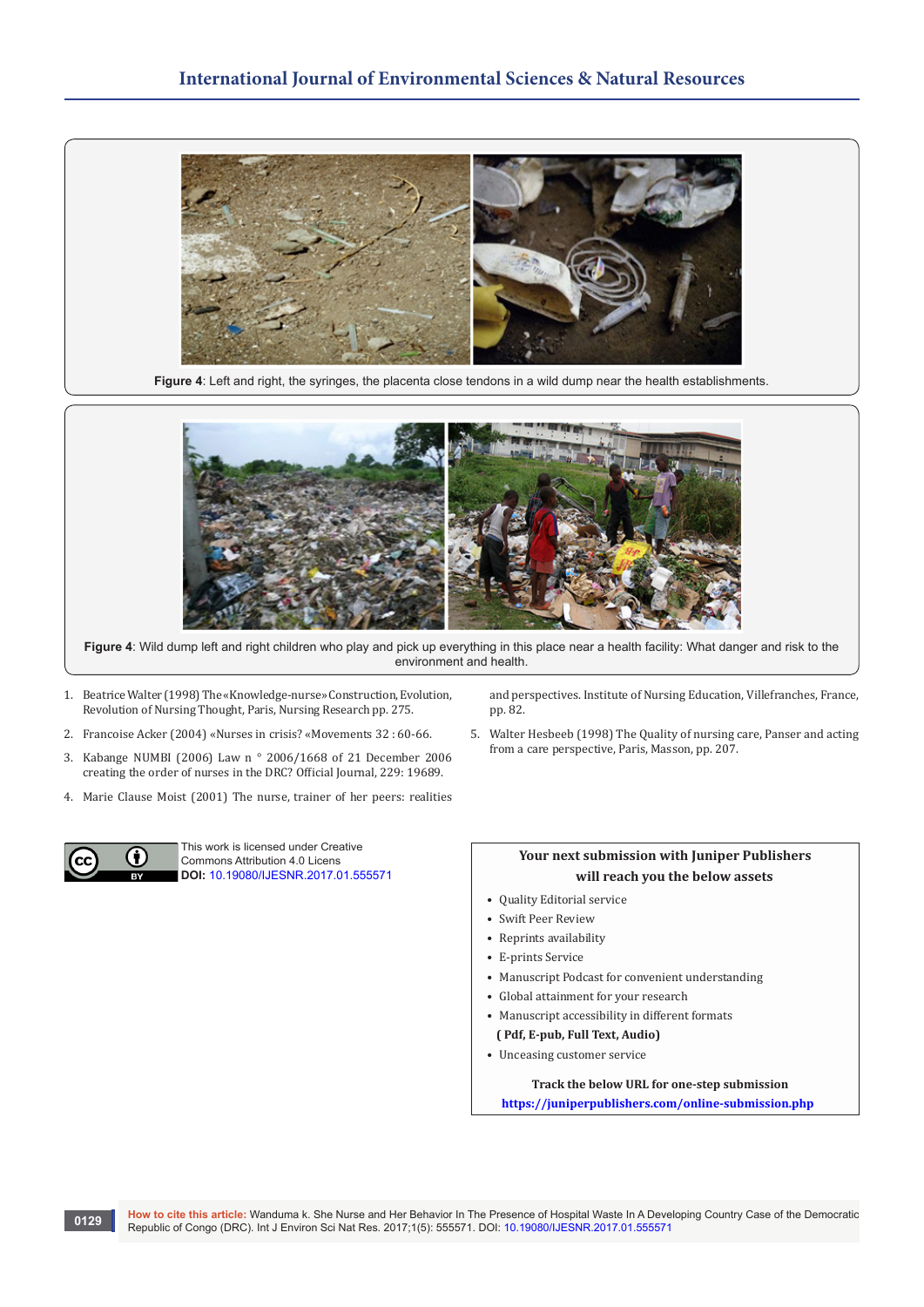Figure 4: Left and right, the syringes, the placenta close tendons in a wild dump near the health establishments.

Figure 4: Wild dump left and right children who play and pick up everything in this place near a health facility: What danger and risk to the environment and health.

1. Beatrice Walter (1998) The«Knowledge-nurse»Construction, Evolution, Revolution of Nursing Thought, Paris, Nursing Research pp. 275.
2. Francoise Acker (2004) «Nurses in crisis? «Movements 32 : 60-66.
3. Kabange NUMBI (2006) Law n ° 2006/1668 of 21 December 2006 creating the order of nurses in the DRC? Official Journal, 229: 19689.
4. Marie Clause Moist (2001) The nurse, trainer of her peers: realities and perspectives. Institute of Nursing Education, Villefranches, France, pp. 82.
5. Walter Hesbeeb (1998) The Quality of nursing care, Panser and acting from a care perspective, Paris, Masson, pp. 207.

This work is licensed under Creative Commons Attribution 4.0 Licens
**DOI:** 10.19080/IJESNR.2017.01.555571

**Your next submission with Juniper Publishers will reach you the below assets**

- Quality Editorial service
- Swift Peer Review
- Reprints availability
- E-prints Service
- Manuscript Podcast for convenient understanding
- Global attainment for your research
- Manuscript accessibility in different formats
  **( Pdf, E-pub, Full Text, Audio)**
- Unceasing customer service

**Track the below URL for one-step submission**
**https://juniperpublishers.com/online-submission.php**

**How to cite this article:** Wanduma k. She Nurse and Her Behavior In The Presence of Hospital Waste In A Developing Country Case of the Democratic Republic of Congo (DRC). Int J Environ Sci Nat Res. 2017;1(5): 555571. DOI: 10.19080/IJESNR.2017.01.555571